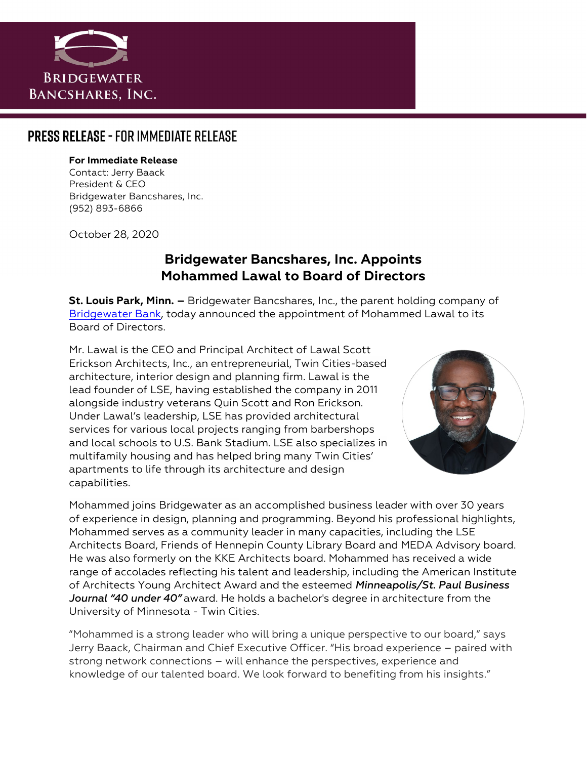BRIDGEWATER BANCSHARES, INC.

## PRESS RELEASE - FOR IMMEDIATE RELEASE

**For Immediate Release**
Contact: Jerry Baack
President & CEO
Bridgewater Bancshares, Inc.
(952) 893-6866

October 28, 2020

# Bridgewater Bancshares, Inc. Appoints Mohammed Lawal to Board of Directors

**St. Louis Park, Minn. –** Bridgewater Bancshares, Inc., the parent holding company of Bridgewater Bank, today announced the appointment of Mohammed Lawal to its Board of Directors.

Mr. Lawal is the CEO and Principal Architect of Lawal Scott Erickson Architects, Inc., an entrepreneurial, Twin Cities-based architecture, interior design and planning firm. Lawal is the lead founder of LSE, having established the company in 2011 alongside industry veterans Quin Scott and Ron Erickson. Under Lawal's leadership, LSE has provided architectural services for various local projects ranging from barbershops and local schools to U.S. Bank Stadium. LSE also specializes in multifamily housing and has helped bring many Twin Cities' apartments to life through its architecture and design capabilities.

Mohammed joins Bridgewater as an accomplished business leader with over 30 years of experience in design, planning and programming. Beyond his professional highlights, Mohammed serves as a community leader in many capacities, including the LSE Architects Board, Friends of Hennepin County Library Board and MEDA Advisory board. He was also formerly on the KKE Architects board. Mohammed has received a wide range of accolades reflecting his talent and leadership, including the American Institute of Architects Young Architect Award and the esteemed ***Minneapolis/St. Paul Business Journal "40 under 40"*** award. He holds a bachelor's degree in architecture from the University of Minnesota - Twin Cities.

"Mohammed is a strong leader who will bring a unique perspective to our board," says Jerry Baack, Chairman and Chief Executive Officer. "His broad experience – paired with strong network connections – will enhance the perspectives, experience and knowledge of our talented board. We look forward to benefiting from his insights."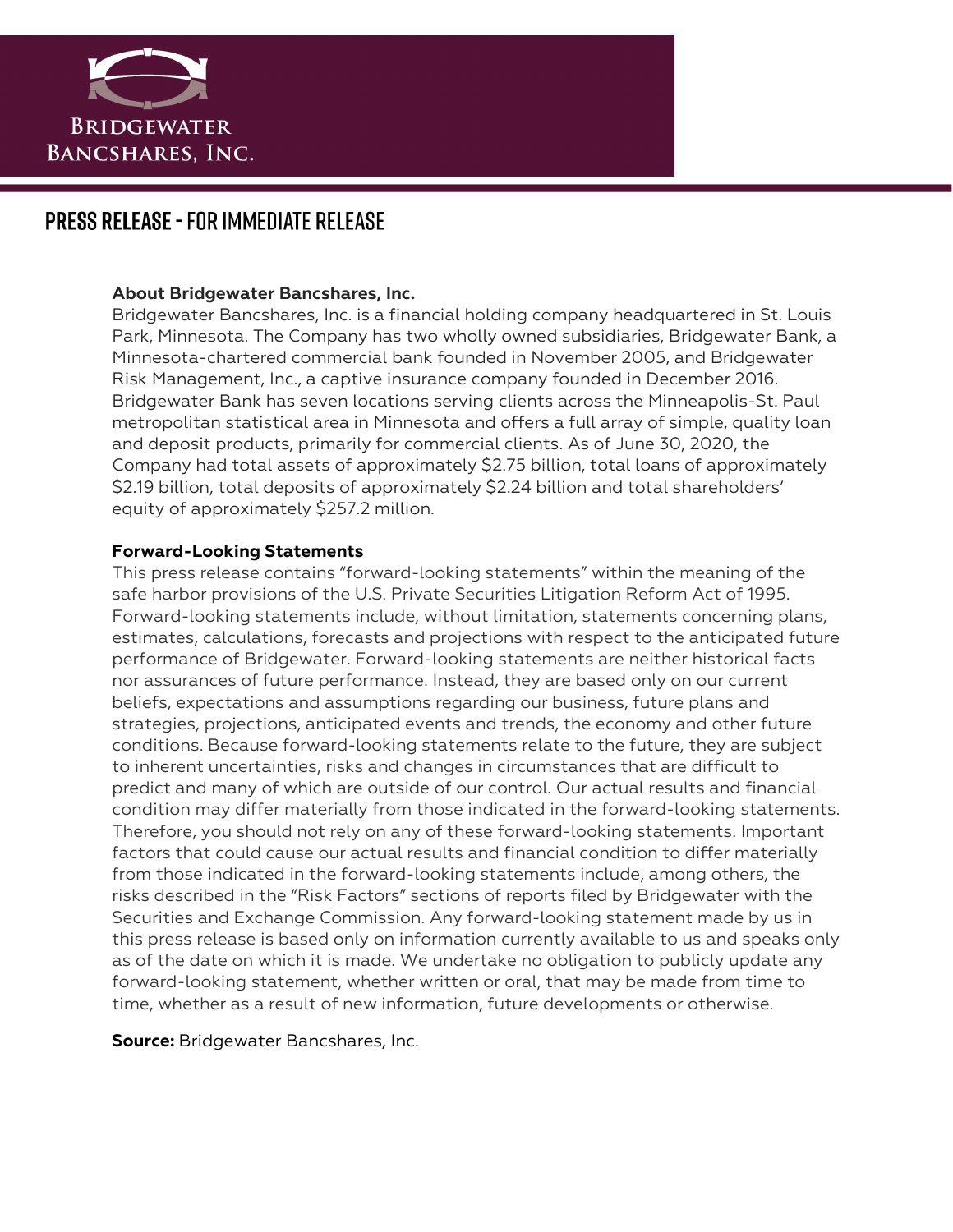**Bridgewater Bancshares, Inc.**

# PRESS RELEASE - FOR IMMEDIATE RELEASE

**About Bridgewater Bancshares, Inc.**

Bridgewater Bancshares, Inc. is a financial holding company headquartered in St. Louis Park, Minnesota. The Company has two wholly owned subsidiaries, Bridgewater Bank, a Minnesota-chartered commercial bank founded in November 2005, and Bridgewater Risk Management, Inc., a captive insurance company founded in December 2016. Bridgewater Bank has seven locations serving clients across the Minneapolis-St. Paul metropolitan statistical area in Minnesota and offers a full array of simple, quality loan and deposit products, primarily for commercial clients. As of June 30, 2020, the Company had total assets of approximately $2.75 billion, total loans of approximately $2.19 billion, total deposits of approximately $2.24 billion and total shareholders' equity of approximately $257.2 million.

**Forward-Looking Statements**

This press release contains "forward-looking statements" within the meaning of the safe harbor provisions of the U.S. Private Securities Litigation Reform Act of 1995. Forward-looking statements include, without limitation, statements concerning plans, estimates, calculations, forecasts and projections with respect to the anticipated future performance of Bridgewater. Forward-looking statements are neither historical facts nor assurances of future performance. Instead, they are based only on our current beliefs, expectations and assumptions regarding our business, future plans and strategies, projections, anticipated events and trends, the economy and other future conditions. Because forward-looking statements relate to the future, they are subject to inherent uncertainties, risks and changes in circumstances that are difficult to predict and many of which are outside of our control. Our actual results and financial condition may differ materially from those indicated in the forward-looking statements. Therefore, you should not rely on any of these forward-looking statements. Important factors that could cause our actual results and financial condition to differ materially from those indicated in the forward-looking statements include, among others, the risks described in the "Risk Factors" sections of reports filed by Bridgewater with the Securities and Exchange Commission. Any forward-looking statement made by us in this press release is based only on information currently available to us and speaks only as of the date on which it is made. We undertake no obligation to publicly update any forward-looking statement, whether written or oral, that may be made from time to time, whether as a result of new information, future developments or otherwise.

**Source:** Bridgewater Bancshares, Inc.